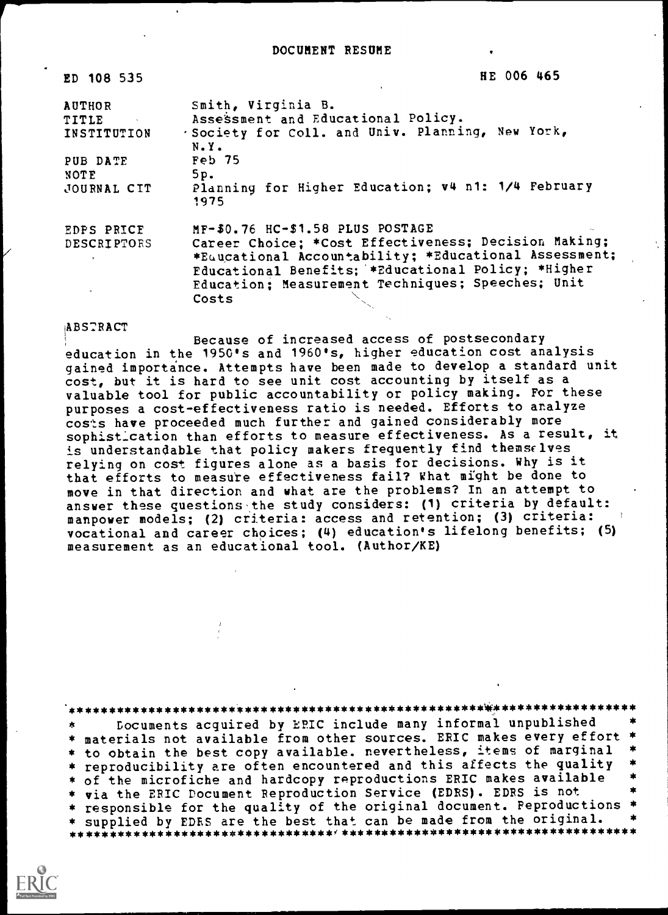DOCUMENT RESUME

| | |
|---|---|
| ED 108 535 | HE 006 465 |
| AUTHOR | Smith, Virginia B. |
| TITLE | Assessment and Educational Policy. |
| INSTITUTION | Society for Coll. and Univ. Planning, New York, N.Y. |
| PUB DATE | Feb 75 |
| NOTE | 5p. |
| JOURNAL CIT | Planning for Higher Education; v4 n1: 1/4 February 1975 |
| EDPS PRICE | MF-$0.76 HC-$1.58 PLUS POSTAGE |
| DESCRIPTORS | Career Choice; *Cost Effectiveness; Decision Making; *Educational Accountability; *Educational Assessment; Educational Benefits; *Educational Policy; *Higher Education; Measurement Techniques; Speeches; Unit Costs |

ABSTRACT

Because of increased access of postsecondary education in the 1950's and 1960's, higher education cost analysis gained importance. Attempts have been made to develop a standard unit cost, but it is hard to see unit cost accounting by itself as a valuable tool for public accountability or policy making. For these purposes a cost-effectiveness ratio is needed. Efforts to analyze costs have proceeded much further and gained considerably more sophistication than efforts to measure effectiveness. As a result, it is understandable that policy makers frequently find themselves relying on cost figures alone as a basis for decisions. Why is it that efforts to measure effectiveness fail? What might be done to move in that direction and what are the problems? In an attempt to answer these questions the study considers: (1) criteria by default: manpower models; (2) criteria: access and retention; (3) criteria: vocational and career choices; (4) education's lifelong benefits; (5) measurement as an educational tool. (Author/KE)

***********************************************************************
* Documents acquired by ERIC include many informal unpublished *
* materials not available from other sources. ERIC makes every effort *
* to obtain the best copy available. nevertheless, items of marginal *
* reproducibility are often encountered and this affects the quality *
* of the microfiche and hardcopy reproductions ERIC makes available *
* via the ERIC Document Reproduction Service (EDRS). EDRS is not *
* responsible for the quality of the original document. Reproductions *
* supplied by EDRS are the best that can be made from the original. *
***********************************************************************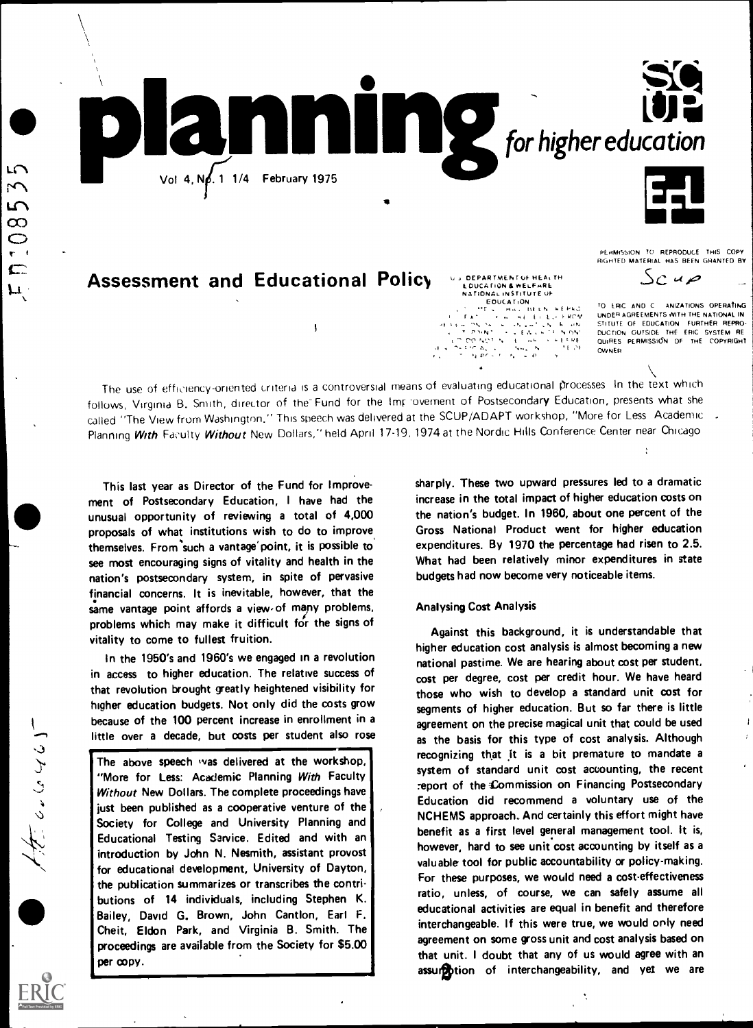# planning for higher education

Vol 4, No. 1 1/4 February 1975

## Assessment and Educational Policy

The use of efficiency-oriented criteria is a controversial means of evaluating educational processes In the text which follows, Virginia B. Smith, director of the Fund for the Improvement of Postsecondary Education, presents what she called "The View from Washington." This speech was delivered at the SCUP/ADAPT workshop, "More for Less Academic Planning *With* Faculty *Without* New Dollars," held April 17-19, 1974 at the Nordic Hills Conference Center near Chicago

This last year as Director of the Fund for Improvement of Postsecondary Education, I have had the unusual opportunity of reviewing a total of 4,000 proposals of what institutions wish to do to improve themselves. From such a vantage point, it is possible to see most encouraging signs of vitality and health in the nation's postsecondary system, in spite of pervasive financial concerns. It is inevitable, however, that the same vantage point affords a view of many problems, problems which may make it difficult for the signs of vitality to come to fullest fruition.

In the 1950's and 1960's we engaged in a revolution in access to higher education. The relative success of that revolution brought greatly heightened visibility for higher education budgets. Not only did the costs grow because of the 100 percent increase in enrollment in a little over a decade, but costs per student also rose sharply. These two upward pressures led to a dramatic increase in the total impact of higher education costs on the nation's budget. In 1960, about one percent of the Gross National Product went for higher education expenditures. By 1970 the percentage had risen to 2.5. What had been relatively minor expenditures in state budgets had now become very noticeable items.

> The above speech was delivered at the workshop, "More for Less: Academic Planning *With* Faculty *Without* New Dollars. The complete proceedings have just been published as a cooperative venture of the Society for College and University Planning and Educational Testing Service. Edited and with an introduction by John N. Nesmith, assistant provost for educational development, University of Dayton, the publication summarizes or transcribes the contributions of 14 individuals, including Stephen K. Bailey, David G. Brown, John Cantlon, Earl F. Cheit, Eldon Park, and Virginia B. Smith. The proceedings are available from the Society for $5.00 per copy.

### Analysing Cost Analysis

Against this background, it is understandable that higher education cost analysis is almost becoming a new national pastime. We are hearing about cost per student, cost per degree, cost per credit hour. We have heard from those who wish to develop a standard unit cost for segments of higher education. But so far there is little agreement on the precise magical unit that could be used as the basis for this type of cost analysis. Although recognizing that it is a bit premature to mandate a system of standard unit cost accounting, the recent report of the Commission on Financing Postsecondary Education did recommend a voluntary use of the NCHEMS approach. And certainly this effort might have benefit as a first level general management tool. It is, however, hard to see unit cost accounting by itself as a valuable tool for public accountability or policy-making. For these purposes, we would need a cost-effectiveness ratio, unless, of course, we can safely assume all educational activities are equal in benefit and therefore interchangeable. If this were true, we would only need agreement on some gross unit and cost analysis based on that unit. I doubt that any of us would agree with an assumption of interchangeability, and yet we are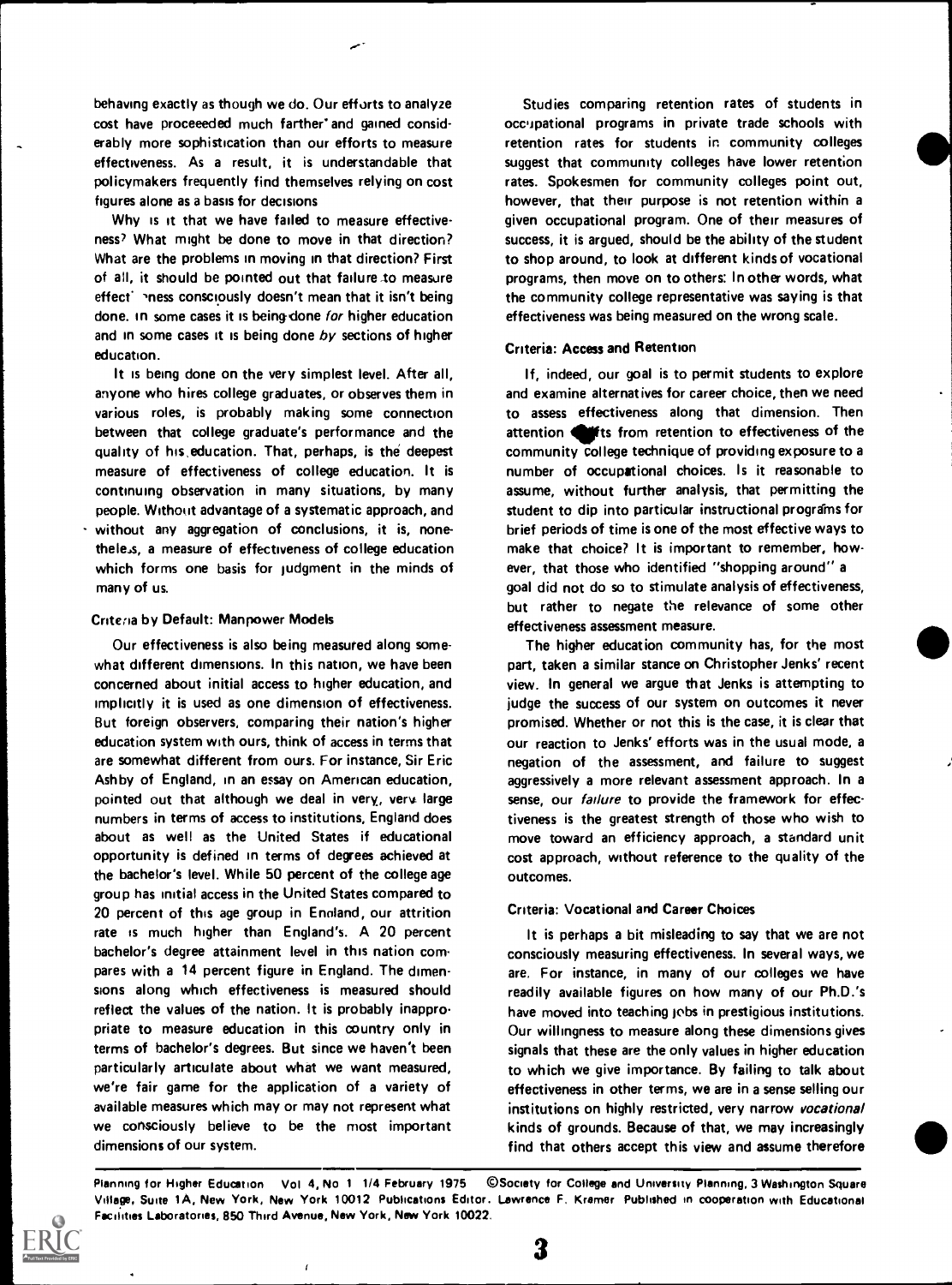behaving exactly as though we do. Our efforts to analyze cost have proceeeded much farther and gained considerably more sophistication than our efforts to measure effectiveness. As a result, it is understandable that policymakers frequently find themselves relying on cost figures alone as a basis for decisions

Why is it that we have failed to measure effectiveness? What might be done to move in that direction? What are the problems in moving in that direction? First of all, it should be pointed out that failure to measure effectiveness consciously doesn't mean that it isn't being done. In some cases it is being done *for* higher education and in some cases it is being done *by* sections of higher education.

It is being done on the very simplest level. After all, anyone who hires college graduates, or observes them in various roles, is probably making some connection between that college graduate's performance and the quality of his education. That, perhaps, is the deepest measure of effectiveness of college education. It is continuing observation in many situations, by many people. Without advantage of a systematic approach, and without any aggregation of conclusions, it is, nonetheless, a measure of effectiveness of college education which forms one basis for judgment in the minds of many of us.

### Criteria by Default: Manpower Models

Our effectiveness is also being measured along somewhat different dimensions. In this nation, we have been concerned about initial access to higher education, and implicitly it is used as one dimension of effectiveness. But foreign observers, comparing their nation's higher education system with ours, think of access in terms that are somewhat different from ours. For instance, Sir Eric Ashby of England, in an essay on American education, pointed out that although we deal in very, very large numbers in terms of access to institutions, England does about as well as the United States if educational opportunity is defined in terms of degrees achieved at the bachelor's level. While 50 percent of the college age group has initial access in the United States compared to 20 percent of this age group in England, our attrition rate is much higher than England's. A 20 percent bachelor's degree attainment level in this nation compares with a 14 percent figure in England. The dimensions along which effectiveness is measured should reflect the values of the nation. It is probably inappropriate to measure education in this country only in terms of bachelor's degrees. But since we haven't been particularly articulate about what we want measured, we're fair game for the application of a variety of available measures which may or may not represent what we consciously believe to be the most important dimensions of our system.

Studies comparing retention rates of students in occupational programs in private trade schools with retention rates for students in community colleges suggest that community colleges have lower retention rates. Spokesmen for community colleges point out, however, that their purpose is not retention within a given occupational program. One of their measures of success, it is argued, should be the ability of the student to shop around, to look at different kinds of vocational programs, then move on to others. In other words, what the community college representative was saying is that effectiveness was being measured on the wrong scale.

### Criteria: Access and Retention

If, indeed, our goal is to permit students to explore and examine alternatives for career choice, then we need to assess effectiveness along that dimension. Then attention shifts from retention to effectiveness of the community college technique of providing exposure to a number of occupational choices. Is it reasonable to assume, without further analysis, that permitting the student to dip into particular instructional programs for brief periods of time is one of the most effective ways to make that choice? It is important to remember, however, that those who identified "shopping around" a goal did not do so to stimulate analysis of effectiveness, but rather to negate the relevance of some other effectiveness assessment measure.

The higher education community has, for the most part, taken a similar stance on Christopher Jenks' recent view. In general we argue that Jenks is attempting to judge the success of our system on outcomes it never promised. Whether or not this is the case, it is clear that our reaction to Jenks' efforts was in the usual mode, a negation of the assessment, and failure to suggest aggressively a more relevant assessment approach. In a sense, our *failure* to provide the framework for effectiveness is the greatest strength of those who wish to move toward an efficiency approach, a standard unit cost approach, without reference to the quality of the outcomes.

### Criteria: Vocational and Career Choices

It is perhaps a bit misleading to say that we are not consciously measuring effectiveness. In several ways, we are. For instance, in many of our colleges we have readily available figures on how many of our Ph.D.'s have moved into teaching jobs in prestigious institutions. Our willingness to measure along these dimensions gives signals that these are the only values in higher education to which we give importance. By failing to talk about effectiveness in other terms, we are in a sense selling our institutions on highly restricted, very narrow *vocational* kinds of grounds. Because of that, we may increasingly find that others accept this view and assume therefore

Planning for Higher Education Vol 4, No 1 1/4 February 1975 ©Society for College and University Planning, 3 Washington Square Village, Suite 1A, New York, New York 10012 Publications Editor. Lawrence F. Kramer Published in cooperation with Educational Facilities Laboratories, 850 Third Avenue, New York, New York 10022.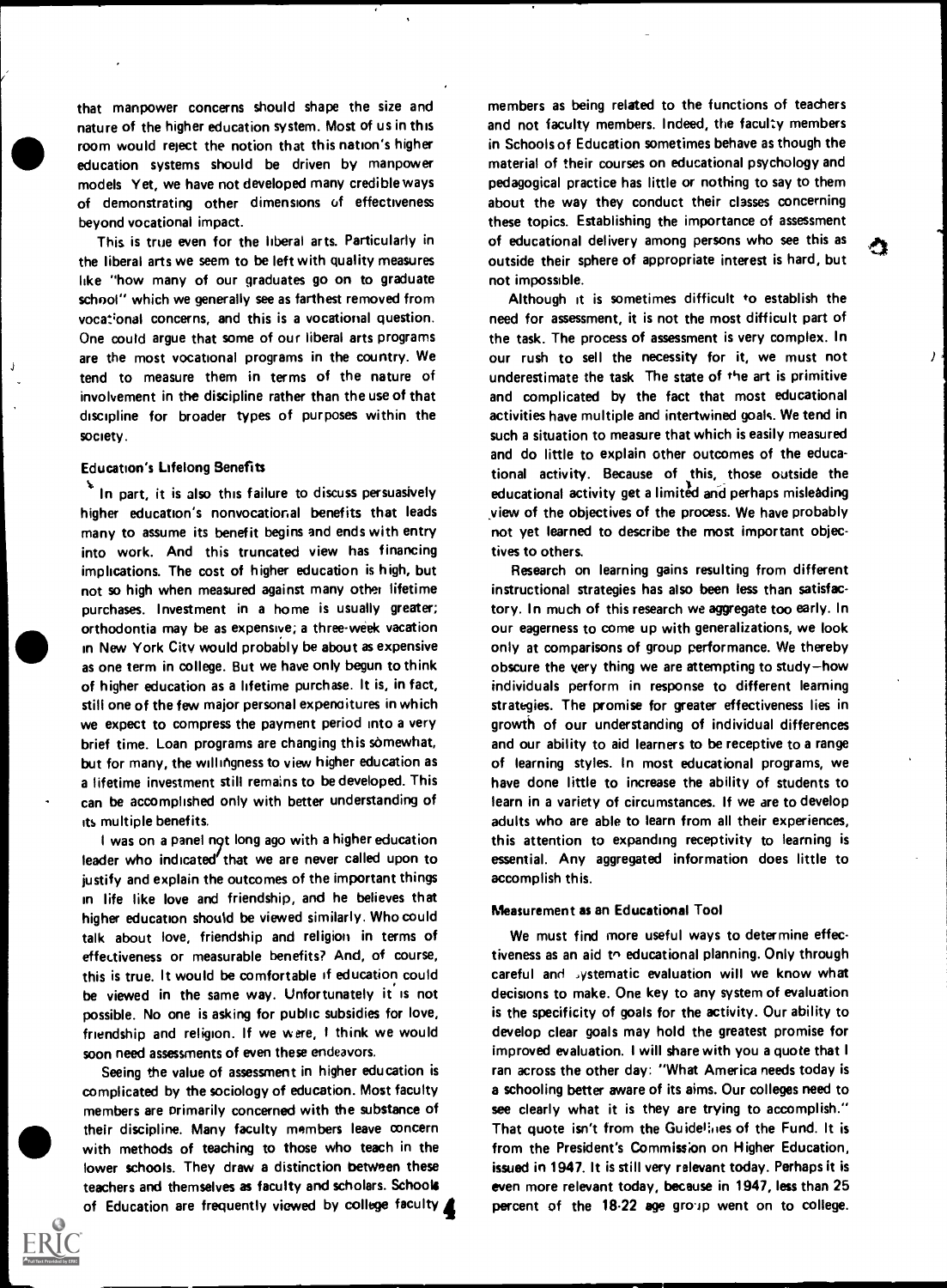that manpower concerns should shape the size and nature of the higher education system. Most of us in this room would reject the notion that this nation's higher education systems should be driven by manpower models. Yet, we have not developed many credible ways of demonstrating other dimensions of effectiveness beyond vocational impact.

This is true even for the liberal arts. Particularly in the liberal arts we seem to be left with quality measures like "how many of our graduates go on to graduate school" which we generally see as farthest removed from vocational concerns, and this is a vocational question. One could argue that some of our liberal arts programs are the most vocational programs in the country. We tend to measure them in terms of the nature of involvement in the discipline rather than the use of that discipline for broader types of purposes within the society.

### Education's Lifelong Benefits

In part, it is also this failure to discuss persuasively higher education's nonvocational benefits that leads many to assume its benefit begins and ends with entry into work. And this truncated view has financing implications. The cost of higher education is high, but not so high when measured against many other lifetime purchases. Investment in a home is usually greater; orthodontia may be as expensive; a three-week vacation in New York City would probably be about as expensive as one term in college. But we have only begun to think of higher education as a lifetime purchase. It is, in fact, still one of the few major personal expenditures in which we expect to compress the payment period into a very brief time. Loan programs are changing this somewhat, but for many, the willingness to view higher education as a lifetime investment still remains to be developed. This can be accomplished only with better understanding of its multiple benefits.

I was on a panel not long ago with a higher education leader who indicated that we are never called upon to justify and explain the outcomes of the important things in life like love and friendship, and he believes that higher education should be viewed similarly. Who could talk about love, friendship and religion in terms of effectiveness or measurable benefits? And, of course, this is true. It would be comfortable if education could be viewed in the same way. Unfortunately it is not possible. No one is asking for public subsidies for love, friendship and religion. If we were, I think we would soon need assessments of even these endeavors.

Seeing the value of assessment in higher education is complicated by the sociology of education. Most faculty members are primarily concerned with the substance of their discipline. Many faculty members leave concern with methods of teaching to those who teach in the lower schools. They draw a distinction between these teachers and themselves as faculty and scholars. Schools of Education are frequently viewed by college faculty members as being related to the functions of teachers and not faculty members. Indeed, the faculty members in Schools of Education sometimes behave as though the material of their courses on educational psychology and pedagogical practice has little or nothing to say to them about the way they conduct their classes concerning these topics. Establishing the importance of assessment of educational delivery among persons who see this as outside their sphere of appropriate interest is hard, but not impossible.

Although it is sometimes difficult to establish the need for assessment, it is not the most difficult part of the task. The process of assessment is very complex. In our rush to sell the necessity for it, we must not underestimate the task. The state of the art is primitive and complicated by the fact that most educational activities have multiple and intertwined goals. We tend in such a situation to measure that which is easily measured and do little to explain other outcomes of the educational activity. Because of this, those outside the educational activity get a limited and perhaps misleading view of the objectives of the process. We have probably not yet learned to describe the most important objectives to others.

Research on learning gains resulting from different instructional strategies has also been less than satisfactory. In much of this research we aggregate too early. In our eagerness to come up with generalizations, we look only at comparisons of group performance. We thereby obscure the very thing we are attempting to study—how individuals perform in response to different learning strategies. The promise for greater effectiveness lies in growth of our understanding of individual differences and our ability to aid learners to be receptive to a range of learning styles. In most educational programs, we have done little to increase the ability of students to learn in a variety of circumstances. If we are to develop adults who are able to learn from all their experiences, this attention to expanding receptivity to learning is essential. Any aggregated information does little to accomplish this.

### Measurement as an Educational Tool

We must find more useful ways to determine effectiveness as an aid to educational planning. Only through careful and systematic evaluation will we know what decisions to make. One key to any system of evaluation is the specificity of goals for the activity. Our ability to develop clear goals may hold the greatest promise for improved evaluation. I will share with you a quote that I ran across the other day: "What America needs today is a schooling better aware of its aims. Our colleges need to see clearly what it is they are trying to accomplish." That quote isn't from the Guidelines of the Fund. It is from the President's Commission on Higher Education, issued in 1947. It is still very relevant today. Perhaps it is even more relevant today, because in 1947, less than 25 percent of the 18-22 age group went on to college.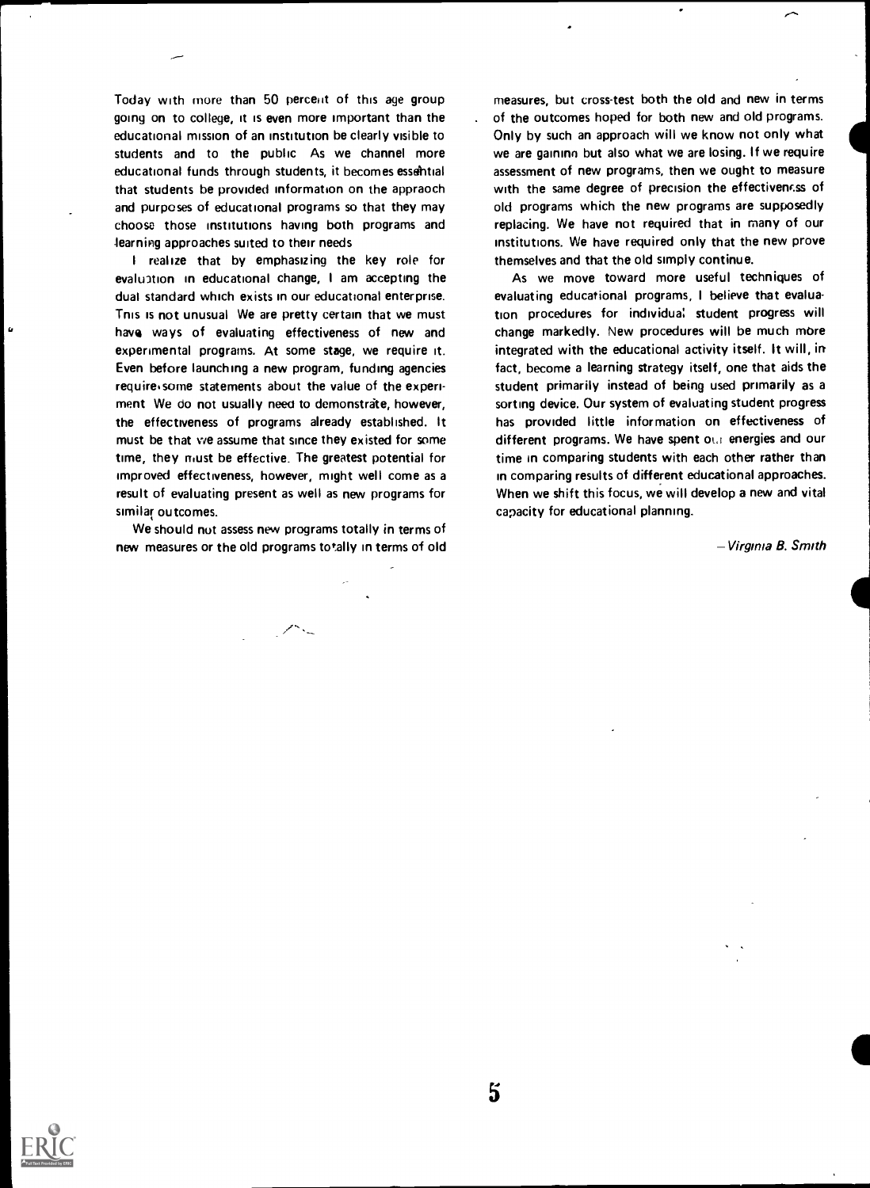Today with more than 50 percent of this age group going on to college, it is even more important than the educational mission of an institution be clearly visible to students and to the public As we channel more educational funds through students, it becomes essential that students be provided information on the appraoch and purposes of educational programs so that they may choose those institutions having both programs and learning approaches suited to their needs

I realize that by emphasizing the key role for evaluation in educational change, I am accepting the dual standard which exists in our educational enterprise. This is not unusual We are pretty certain that we must have ways of evaluating effectiveness of new and experimental programs. At some stage, we require it. Even before launching a new program, funding agencies require some statements about the value of the experiment We do not usually need to demonstrate, however, the effectiveness of programs already established. It must be that we assume that since they existed for some time, they must be effective. The greatest potential for improved effectiveness, however, might well come as a result of evaluating present as well as new programs for similar outcomes.

We should not assess new programs totally in terms of new measures or the old programs totally in terms of old measures, but cross-test both the old and new in terms of the outcomes hoped for both new and old programs. Only by such an approach will we know not only what we are gaining but also what we are losing. If we require assessment of new programs, then we ought to measure with the same degree of precision the effectiveness of old programs which the new programs are supposedly replacing. We have not required that in many of our institutions. We have required only that the new prove themselves and that the old simply continue.

As we move toward more useful techniques of evaluating educational programs, I believe that evaluation procedures for individual student progress will change markedly. New procedures will be much more integrated with the educational activity itself. It will, in fact, become a learning strategy itself, one that aids the student primarily instead of being used primarily as a sorting device. Our system of evaluating student progress has provided little information on effectiveness of different programs. We have spent our energies and our time in comparing students with each other rather than in comparing results of different educational approaches. When we shift this focus, we will develop a new and vital capacity for educational planning.

*– Virginia B. Smith*